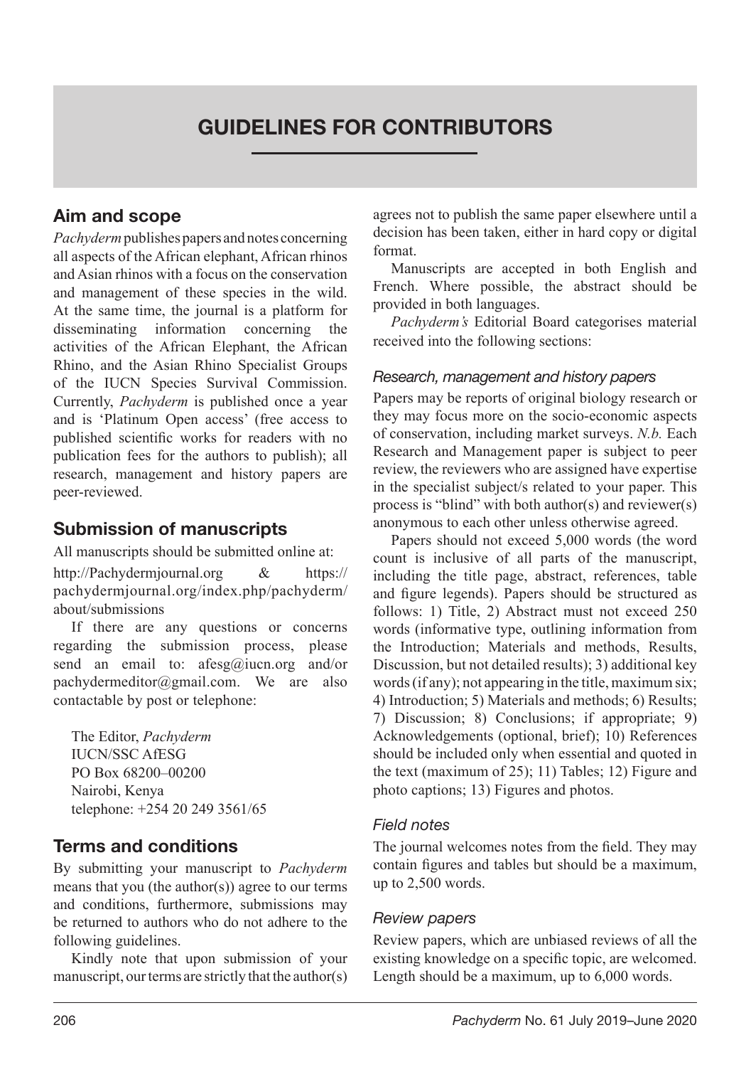# GUIDELINES FOR CONTRIBUTORS

## Aim and scope

*Pachyderm* publishes papers and notes concerning all aspects of the African elephant, African rhinos and Asian rhinos with a focus on the conservation and management of these species in the wild. At the same time, the journal is a platform for disseminating information concerning the activities of the African Elephant, the African Rhino, and the Asian Rhino Specialist Groups of the IUCN Species Survival Commission. Currently, *Pachyderm* is published once a year and is 'Platinum Open access' (free access to published scientific works for readers with no publication fees for the authors to publish); all research, management and history papers are peer-reviewed.

## Submission of manuscripts

All manuscripts should be submitted online at:

http://Pachydermjournal.org & https://pachydermjournal.org/index.php/pachyderm/about/submissions

If there are any questions or concerns regarding the submission process, please send an email to: afesg@iucn.org and/or pachydermeditor@gmail.com. We are also contactable by post or telephone:

The Editor, *Pachyderm*
IUCN/SSC AfESG
PO Box 68200–00200
Nairobi, Kenya
telephone: +254 20 249 3561/65

## Terms and conditions

By submitting your manuscript to *Pachyderm* means that you (the author(s)) agree to our terms and conditions, furthermore, submissions may be returned to authors who do not adhere to the following guidelines.

Kindly note that upon submission of your manuscript, our terms are strictly that the author(s) agrees not to publish the same paper elsewhere until a decision has been taken, either in hard copy or digital format.

Manuscripts are accepted in both English and French. Where possible, the abstract should be provided in both languages.

*Pachyderm's* Editorial Board categorises material received into the following sections:

### *Research, management and history papers*

Papers may be reports of original biology research or they may focus more on the socio-economic aspects of conservation, including market surveys. *N.b.* Each Research and Management paper is subject to peer review, the reviewers who are assigned have expertise in the specialist subject/s related to your paper. This process is "blind" with both author(s) and reviewer(s) anonymous to each other unless otherwise agreed.

Papers should not exceed 5,000 words (the word count is inclusive of all parts of the manuscript, including the title page, abstract, references, table and figure legends). Papers should be structured as follows: 1) Title, 2) Abstract must not exceed 250 words (informative type, outlining information from the Introduction; Materials and methods, Results, Discussion, but not detailed results); 3) additional key words (if any); not appearing in the title, maximum six; 4) Introduction; 5) Materials and methods; 6) Results; 7) Discussion; 8) Conclusions; if appropriate; 9) Acknowledgements (optional, brief); 10) References should be included only when essential and quoted in the text (maximum of 25); 11) Tables; 12) Figure and photo captions; 13) Figures and photos.

### *Field notes*

The journal welcomes notes from the field. They may contain figures and tables but should be a maximum, up to 2,500 words.

### *Review papers*

Review papers, which are unbiased reviews of all the existing knowledge on a specific topic, are welcomed. Length should be a maximum, up to 6,000 words.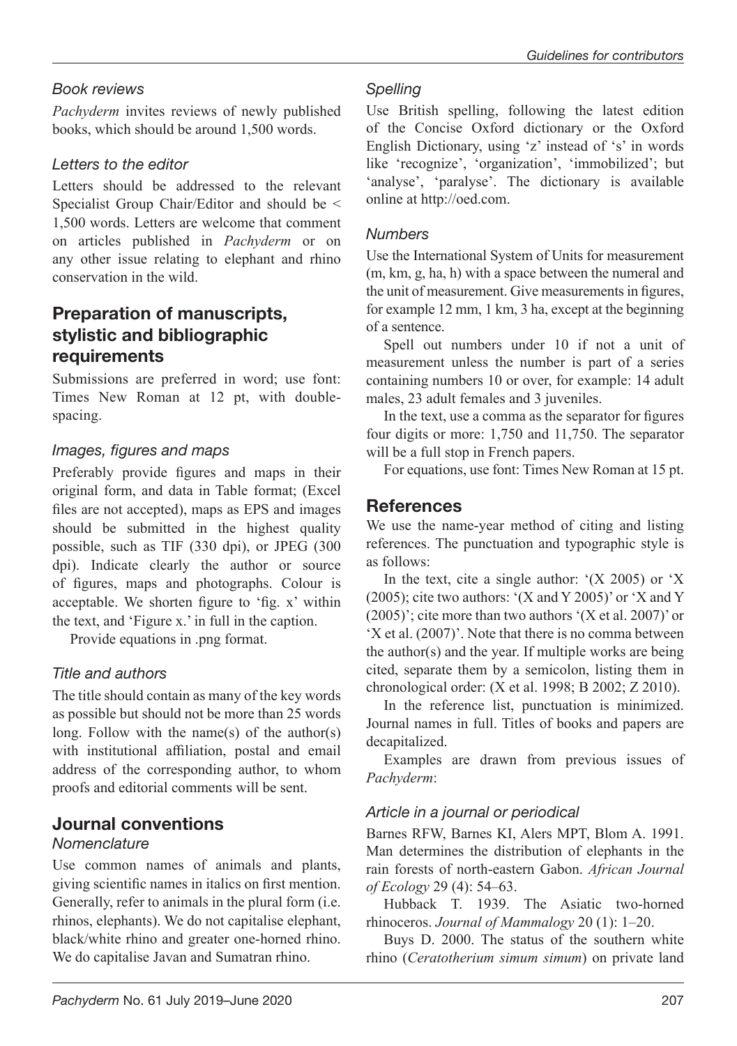### Book reviews

*Pachyderm* invites reviews of newly published books, which should be around 1,500 words.

### Letters to the editor

Letters should be addressed to the relevant Specialist Group Chair/Editor and should be < 1,500 words. Letters are welcome that comment on articles published in *Pachyderm* or on any other issue relating to elephant and rhino conservation in the wild.

## Preparation of manuscripts, stylistic and bibliographic requirements

Submissions are preferred in word; use font: Times New Roman at 12 pt, with double-spacing.

### Images, figures and maps

Preferably provide figures and maps in their original form, and data in Table format; (Excel files are not accepted), maps as EPS and images should be submitted in the highest quality possible, such as TIF (330 dpi), or JPEG (300 dpi). Indicate clearly the author or source of figures, maps and photographs. Colour is acceptable. We shorten figure to 'fig. x' within the text, and 'Figure x.' in full in the caption.

Provide equations in .png format.

### Title and authors

The title should contain as many of the key words as possible but should not be more than 25 words long. Follow with the name(s) of the author(s) with institutional affiliation, postal and email address of the corresponding author, to whom proofs and editorial comments will be sent.

## Journal conventions

### Nomenclature

Use common names of animals and plants, giving scientific names in italics on first mention. Generally, refer to animals in the plural form (i.e. rhinos, elephants). We do not capitalise elephant, black/white rhino and greater one-horned rhino. We do capitalise Javan and Sumatran rhino.

### Spelling

Use British spelling, following the latest edition of the Concise Oxford dictionary or the Oxford English Dictionary, using 'z' instead of 's' in words like 'recognize', 'organization', 'immobilized'; but 'analyse', 'paralyse'. The dictionary is available online at http://oed.com.

### Numbers

Use the International System of Units for measurement (m, km, g, ha, h) with a space between the numeral and the unit of measurement. Give measurements in figures, for example 12 mm, 1 km, 3 ha, except at the beginning of a sentence.

Spell out numbers under 10 if not a unit of measurement unless the number is part of a series containing numbers 10 or over, for example: 14 adult males, 23 adult females and 3 juveniles.

In the text, use a comma as the separator for figures four digits or more: 1,750 and 11,750. The separator will be a full stop in French papers.

For equations, use font: Times New Roman at 15 pt.

## References

We use the name-year method of citing and listing references. The punctuation and typographic style is as follows:

In the text, cite a single author: '(X 2005) or 'X (2005); cite two authors: '(X and Y 2005)' or 'X and Y (2005)'; cite more than two authors '(X et al. 2007)' or 'X et al. (2007)'. Note that there is no comma between the author(s) and the year. If multiple works are being cited, separate them by a semicolon, listing them in chronological order: (X et al. 1998; B 2002; Z 2010).

In the reference list, punctuation is minimized. Journal names in full. Titles of books and papers are decapitalized.

Examples are drawn from previous issues of *Pachyderm*:

### Article in a journal or periodical

Barnes RFW, Barnes KI, Alers MPT, Blom A. 1991. Man determines the distribution of elephants in the rain forests of north-eastern Gabon. *African Journal of Ecology* 29 (4): 54–63.

Hubback T. 1939. The Asiatic two-horned rhinoceros. *Journal of Mammalogy* 20 (1): 1–20.

Buys D. 2000. The status of the southern white rhino (*Ceratotherium simum simum*) on private land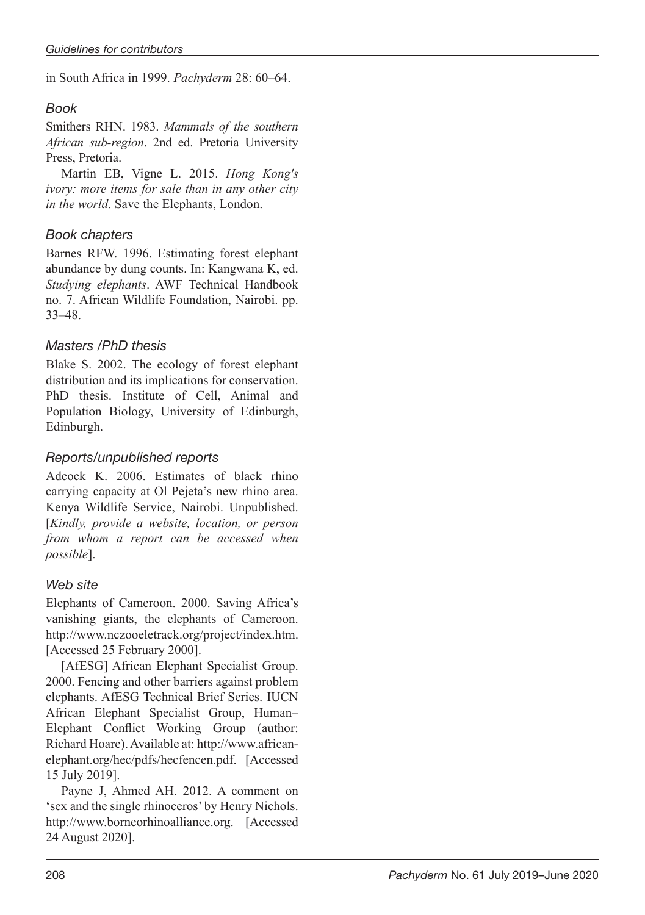in South Africa in 1999. *Pachyderm* 28: 60–64.

### *Book*

Smithers RHN. 1983. *Mammals of the southern African sub-region*. 2nd ed. Pretoria University Press, Pretoria.

Martin EB, Vigne L. 2015. *Hong Kong's ivory: more items for sale than in any other city in the world*. Save the Elephants, London.

### *Book chapters*

Barnes RFW. 1996. Estimating forest elephant abundance by dung counts. In: Kangwana K, ed. *Studying elephants*. AWF Technical Handbook no. 7. African Wildlife Foundation, Nairobi. pp. 33–48.

### *Masters /PhD thesis*

Blake S. 2002. The ecology of forest elephant distribution and its implications for conservation. PhD thesis. Institute of Cell, Animal and Population Biology, University of Edinburgh, Edinburgh.

### *Reports/unpublished reports*

Adcock K. 2006. Estimates of black rhino carrying capacity at Ol Pejeta's new rhino area. Kenya Wildlife Service, Nairobi. Unpublished. [*Kindly, provide a website, location, or person from whom a report can be accessed when possible*].

### *Web site*

Elephants of Cameroon. 2000. Saving Africa's vanishing giants, the elephants of Cameroon. http://www.nczooeletrack.org/project/index.htm. [Accessed 25 February 2000].

[AfESG] African Elephant Specialist Group. 2000. Fencing and other barriers against problem elephants. AfESG Technical Brief Series. IUCN African Elephant Specialist Group, Human–Elephant Conflict Working Group (author: Richard Hoare). Available at: http://www.africanelephant.org/hec/pdfs/hecfencen.pdf. [Accessed 15 July 2019].

Payne J, Ahmed AH. 2012. A comment on 'sex and the single rhinoceros' by Henry Nichols. http://www.borneorhinoalliance.org. [Accessed 24 August 2020].